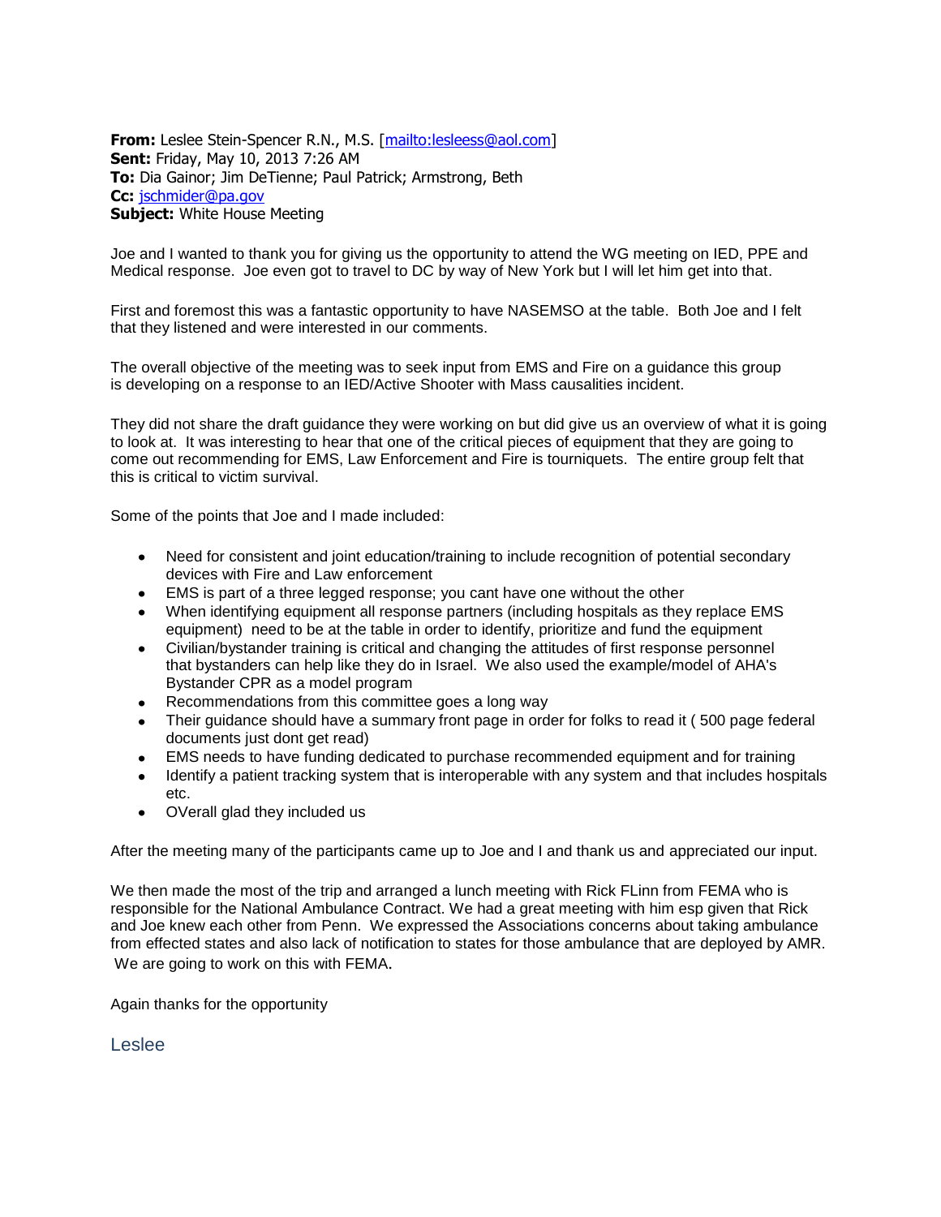**From:** Leslee Stein-Spencer R.N., M.S. [mailto:lesleess@aol.com]
**Sent:** Friday, May 10, 2013 7:26 AM
**To:** Dia Gainor; Jim DeTienne; Paul Patrick; Armstrong, Beth
**Cc:** jschmider@pa.gov
**Subject:** White House Meeting

Joe and I wanted to thank you for giving us the opportunity to attend the WG meeting on IED, PPE and Medical response. Joe even got to travel to DC by way of New York but I will let him get into that.

First and foremost this was a fantastic opportunity to have NASEMSO at the table. Both Joe and I felt that they listened and were interested in our comments.

The overall objective of the meeting was to seek input from EMS and Fire on a guidance this group is developing on a response to an IED/Active Shooter with Mass causalities incident.

They did not share the draft guidance they were working on but did give us an overview of what it is going to look at. It was interesting to hear that one of the critical pieces of equipment that they are going to come out recommending for EMS, Law Enforcement and Fire is tourniquets. The entire group felt that this is critical to victim survival.

Some of the points that Joe and I made included:

- Need for consistent and joint education/training to include recognition of potential secondary devices with Fire and Law enforcement
- EMS is part of a three legged response; you cant have one without the other
- When identifying equipment all response partners (including hospitals as they replace EMS equipment) need to be at the table in order to identify, prioritize and fund the equipment
- Civilian/bystander training is critical and changing the attitudes of first response personnel that bystanders can help like they do in Israel. We also used the example/model of AHA's Bystander CPR as a model program
- Recommendations from this committee goes a long way
- Their guidance should have a summary front page in order for folks to read it ( 500 page federal documents just dont get read)
- EMS needs to have funding dedicated to purchase recommended equipment and for training
- Identify a patient tracking system that is interoperable with any system and that includes hospitals etc.
- OVerall glad they included us

After the meeting many of the participants came up to Joe and I and thank us and appreciated our input.

We then made the most of the trip and arranged a lunch meeting with Rick FLinn from FEMA who is responsible for the National Ambulance Contract. We had a great meeting with him esp given that Rick and Joe knew each other from Penn. We expressed the Associations concerns about taking ambulance from effected states and also lack of notification to states for those ambulance that are deployed by AMR. We are going to work on this with FEMA.

Again thanks for the opportunity

Leslee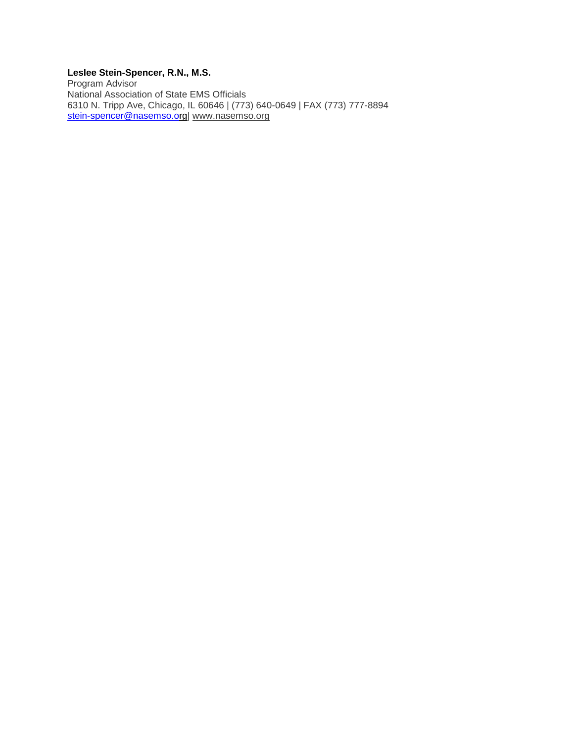**Leslee Stein-Spencer, R.N., M.S.**
Program Advisor
National Association of State EMS Officials
6310 N. Tripp Ave, Chicago, IL 60646 | (773) 640-0649 | FAX (773) 777-8894
stein-spencer@nasemso.org| www.nasemso.org